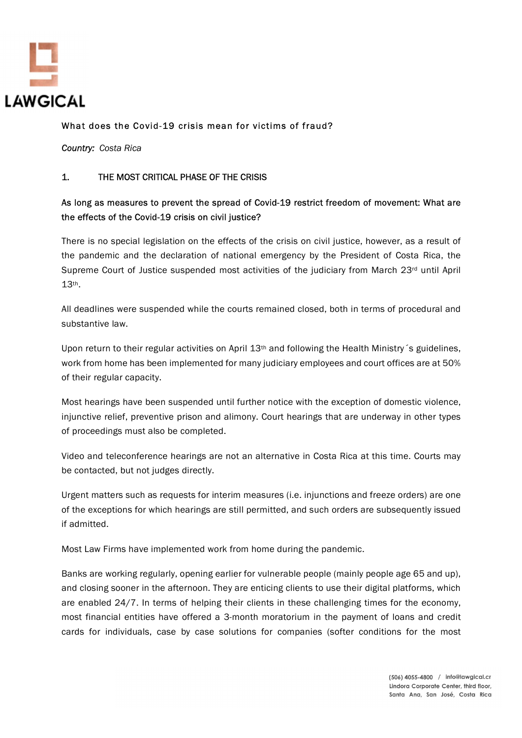LAWGICAL

What does the Covid-19 crisis mean for victims of fraud?

*Country: Costa Rica*

## 1. THE MOST CRITICAL PHASE OF THE CRISIS

**As long as measures to prevent the spread of Covid-19 restrict freedom of movement: What are the effects of the Covid-19 crisis on civil justice?**

There is no special legislation on the effects of the crisis on civil justice, however, as a result of the pandemic and the declaration of national emergency by the President of Costa Rica, the Supreme Court of Justice suspended most activities of the judiciary from March 23rd until April 13th.

All deadlines were suspended while the courts remained closed, both in terms of procedural and substantive law.

Upon return to their regular activities on April 13th and following the Health Ministry´s guidelines, work from home has been implemented for many judiciary employees and court offices are at 50% of their regular capacity.

Most hearings have been suspended until further notice with the exception of domestic violence, injunctive relief, preventive prison and alimony. Court hearings that are underway in other types of proceedings must also be completed.

Video and teleconference hearings are not an alternative in Costa Rica at this time. Courts may be contacted, but not judges directly.

Urgent matters such as requests for interim measures (i.e. injunctions and freeze orders) are one of the exceptions for which hearings are still permitted, and such orders are subsequently issued if admitted.

Most Law Firms have implemented work from home during the pandemic.

Banks are working regularly, opening earlier for vulnerable people (mainly people age 65 and up), and closing sooner in the afternoon. They are enticing clients to use their digital platforms, which are enabled 24/7. In terms of helping their clients in these challenging times for the economy, most financial entities have offered a 3-month moratorium in the payment of loans and credit cards for individuals, case by case solutions for companies (softer conditions for the most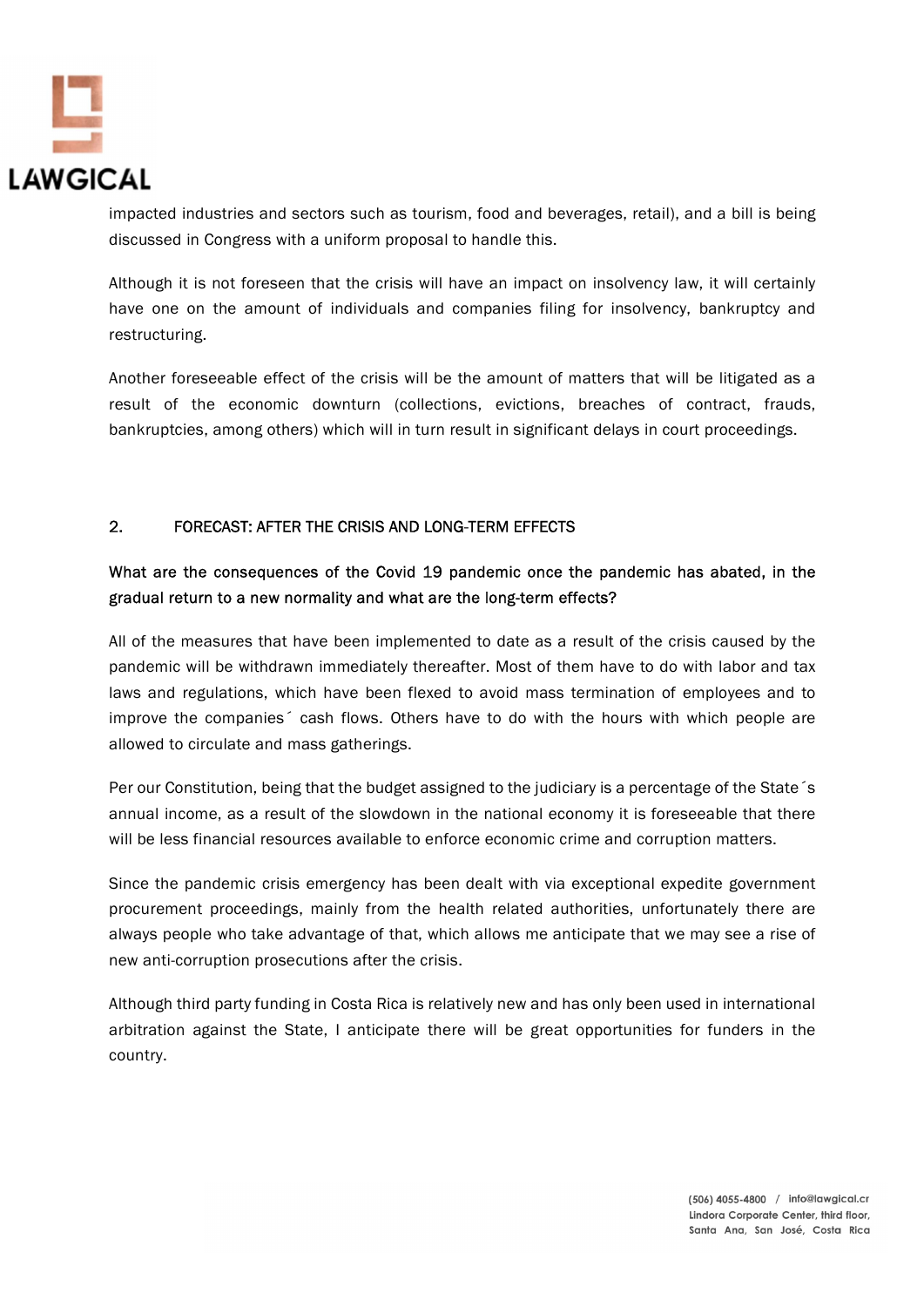impacted industries and sectors such as tourism, food and beverages, retail), and a bill is being discussed in Congress with a uniform proposal to handle this.

Although it is not foreseen that the crisis will have an impact on insolvency law, it will certainly have one on the amount of individuals and companies filing for insolvency, bankruptcy and restructuring.

Another foreseeable effect of the crisis will be the amount of matters that will be litigated as a result of the economic downturn (collections, evictions, breaches of contract, frauds, bankruptcies, among others) which will in turn result in significant delays in court proceedings.

## 2. FORECAST: AFTER THE CRISIS AND LONG-TERM EFFECTS

**What are the consequences of the Covid 19 pandemic once the pandemic has abated, in the gradual return to a new normality and what are the long-term effects?**

All of the measures that have been implemented to date as a result of the crisis caused by the pandemic will be withdrawn immediately thereafter. Most of them have to do with labor and tax laws and regulations, which have been flexed to avoid mass termination of employees and to improve the companies´ cash flows. Others have to do with the hours with which people are allowed to circulate and mass gatherings.

Per our Constitution, being that the budget assigned to the judiciary is a percentage of the State´s annual income, as a result of the slowdown in the national economy it is foreseeable that there will be less financial resources available to enforce economic crime and corruption matters.

Since the pandemic crisis emergency has been dealt with via exceptional expedite government procurement proceedings, mainly from the health related authorities, unfortunately there are always people who take advantage of that, which allows me anticipate that we may see a rise of new anti-corruption prosecutions after the crisis.

Although third party funding in Costa Rica is relatively new and has only been used in international arbitration against the State, I anticipate there will be great opportunities for funders in the country.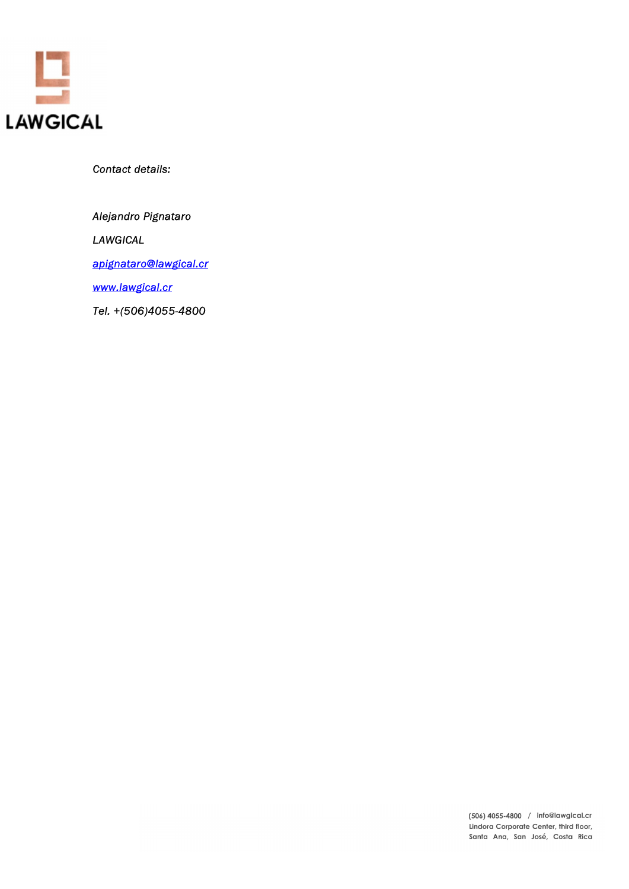LAWGICAL

*Contact details:*

*Alejandro Pignataro*

*LAWGICAL*

*apignataro@lawgical.cr*

*www.lawgical.cr*

*Tel. +(506)4055-4800*